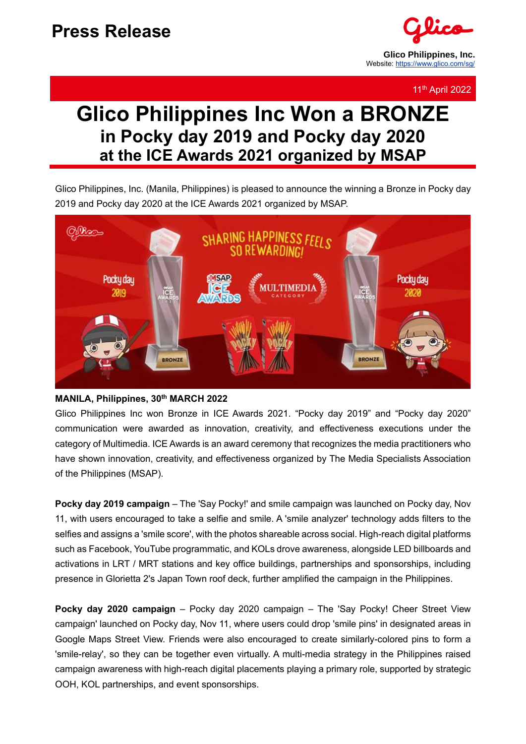# Press Release

**Glico Philippines, Inc.**
Website: https://www.glico.com/sg/

11th April 2022

# Glico Philippines Inc Won a BRONZE

## in Pocky day 2019 and Pocky day 2020 at the ICE Awards 2021 organized by MSAP

Glico Philippines, Inc. (Manila, Philippines) is pleased to announce the winning a Bronze in Pocky day 2019 and Pocky day 2020 at the ICE Awards 2021 organized by MSAP.

**MANILA, Philippines, 30th MARCH 2022**

Glico Philippines Inc won Bronze in ICE Awards 2021. "Pocky day 2019" and "Pocky day 2020" communication were awarded as innovation, creativity, and effectiveness executions under the category of Multimedia. ICE Awards is an award ceremony that recognizes the media practitioners who have shown innovation, creativity, and effectiveness organized by The Media Specialists Association of the Philippines (MSAP).

**Pocky day 2019 campaign** – The 'Say Pocky!' and smile campaign was launched on Pocky day, Nov 11, with users encouraged to take a selfie and smile. A 'smile analyzer' technology adds filters to the selfies and assigns a 'smile score', with the photos shareable across social. High-reach digital platforms such as Facebook, YouTube programmatic, and KOLs drove awareness, alongside LED billboards and activations in LRT / MRT stations and key office buildings, partnerships and sponsorships, including presence in Glorietta 2's Japan Town roof deck, further amplified the campaign in the Philippines.

**Pocky day 2020 campaign** – Pocky day 2020 campaign – The 'Say Pocky! Cheer Street View campaign' launched on Pocky day, Nov 11, where users could drop 'smile pins' in designated areas in Google Maps Street View. Friends were also encouraged to create similarly-colored pins to form a 'smile-relay', so they can be together even virtually. A multi-media strategy in the Philippines raised campaign awareness with high-reach digital placements playing a primary role, supported by strategic OOH, KOL partnerships, and event sponsorships.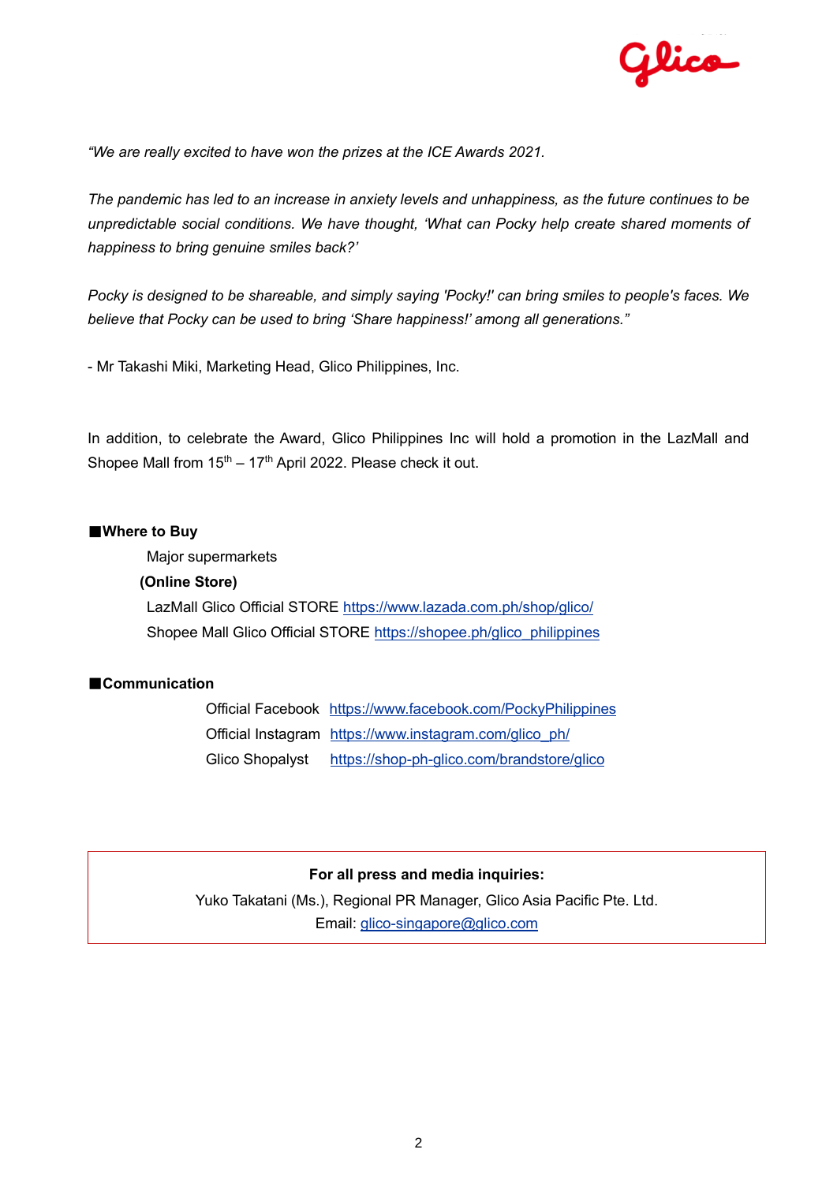*"We are really excited to have won the prizes at the ICE Awards 2021.*

*The pandemic has led to an increase in anxiety levels and unhappiness, as the future continues to be unpredictable social conditions. We have thought, 'What can Pocky help create shared moments of happiness to bring genuine smiles back?'*

*Pocky is designed to be shareable, and simply saying 'Pocky!' can bring smiles to people's faces. We believe that Pocky can be used to bring 'Share happiness!' among all generations."*

- Mr Takashi Miki, Marketing Head, Glico Philippines, Inc.

In addition, to celebrate the Award, Glico Philippines Inc will hold a promotion in the LazMall and Shopee Mall from 15th – 17th April 2022. Please check it out.

**■Where to Buy**

Major supermarkets

**(Online Store)**

LazMall Glico Official STORE https://www.lazada.com.ph/shop/glico/

Shopee Mall Glico Official STORE https://shopee.ph/glico_philippines

**■Communication**

Official Facebook https://www.facebook.com/PockyPhilippines

Official Instagram https://www.instagram.com/glico_ph/

Glico Shopalyst https://shop-ph-glico.com/brandstore/glico

**For all press and media inquiries:**

Yuko Takatani (Ms.), Regional PR Manager, Glico Asia Pacific Pte. Ltd.

Email: glico-singapore@glico.com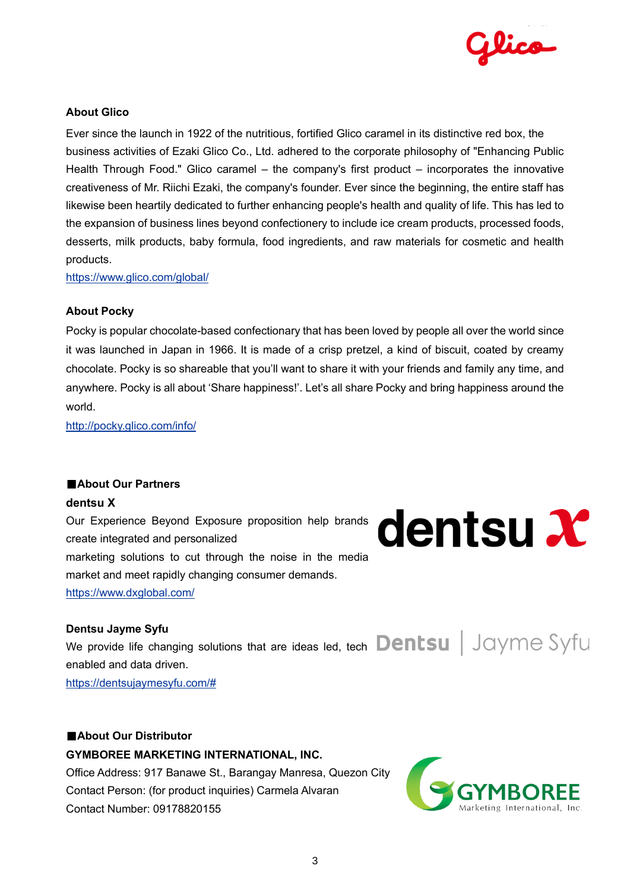### About Glico

Ever since the launch in 1922 of the nutritious, fortified Glico caramel in its distinctive red box, the business activities of Ezaki Glico Co., Ltd. adhered to the corporate philosophy of "Enhancing Public Health Through Food." Glico caramel – the company's first product – incorporates the innovative creativeness of Mr. Riichi Ezaki, the company's founder. Ever since the beginning, the entire staff has likewise been heartily dedicated to further enhancing people's health and quality of life. This has led to the expansion of business lines beyond confectionery to include ice cream products, processed foods, desserts, milk products, baby formula, food ingredients, and raw materials for cosmetic and health products.

https://www.glico.com/global/

### About Pocky

Pocky is popular chocolate-based confectionary that has been loved by people all over the world since it was launched in Japan in 1966. It is made of a crisp pretzel, a kind of biscuit, coated by creamy chocolate. Pocky is so shareable that you'll want to share it with your friends and family any time, and anywhere. Pocky is all about 'Share happiness!'. Let's all share Pocky and bring happiness around the world.

http://pocky.glico.com/info/

### ■About Our Partners

**dentsu X**

Our Experience Beyond Exposure proposition help brands create integrated and personalized marketing solutions to cut through the noise in the media market and meet rapidly changing consumer demands.

https://www.dxglobal.com/

**Dentsu Jayme Syfu**

We provide life changing solutions that are ideas led, tech enabled and data driven.

https://dentsujaymesyfu.com/#

### ■About Our Distributor

**GYMBOREE MARKETING INTERNATIONAL, INC.**

Office Address: 917 Banawe St., Barangay Manresa, Quezon City
Contact Person: (for product inquiries) Carmela Alvaran
Contact Number: 09178820155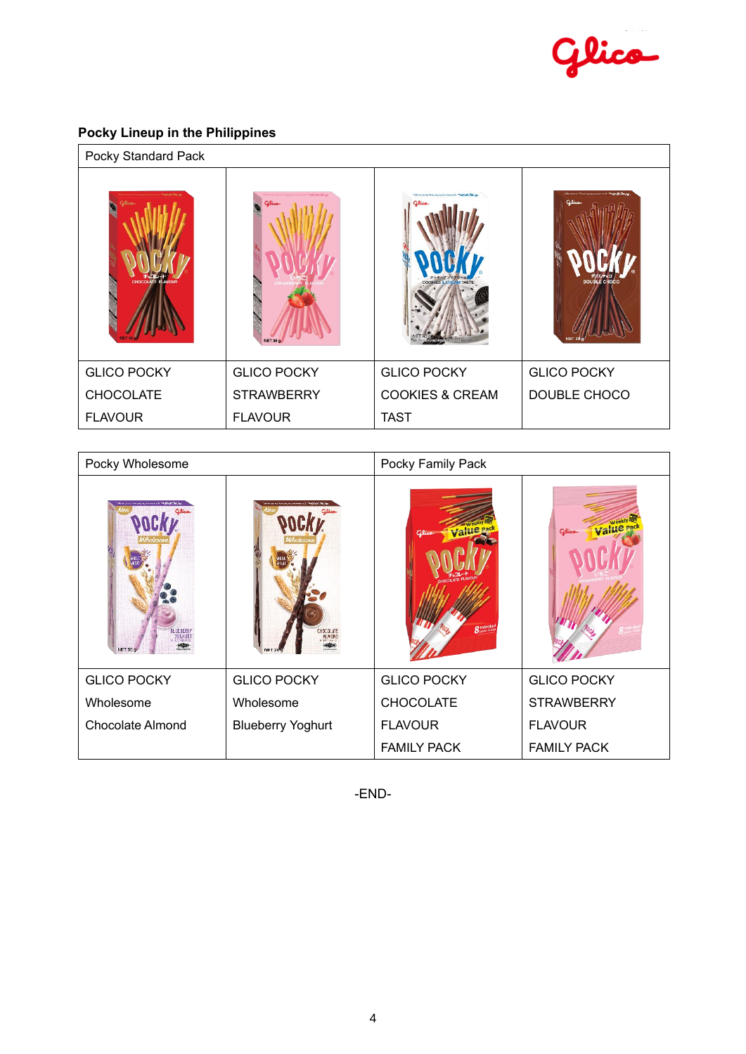**Pocky Lineup in the Philippines**

| Pocky Standard Pack | | | |
|---|---|---|---|
| GLICO POCKY CHOCOLATE FLAVOUR | GLICO POCKY STRAWBERRY FLAVOUR | GLICO POCKY COOKIES & CREAM TAST | GLICO POCKY DOUBLE CHOCO |

| Pocky Wholesome | | Pocky Family Pack | |
|---|---|---|---|
| GLICO POCKY Wholesome Chocolate Almond | GLICO POCKY Wholesome Blueberry Yoghurt | GLICO POCKY CHOCOLATE FLAVOUR FAMILY PACK | GLICO POCKY STRAWBERRY FLAVOUR FAMILY PACK |

-END-